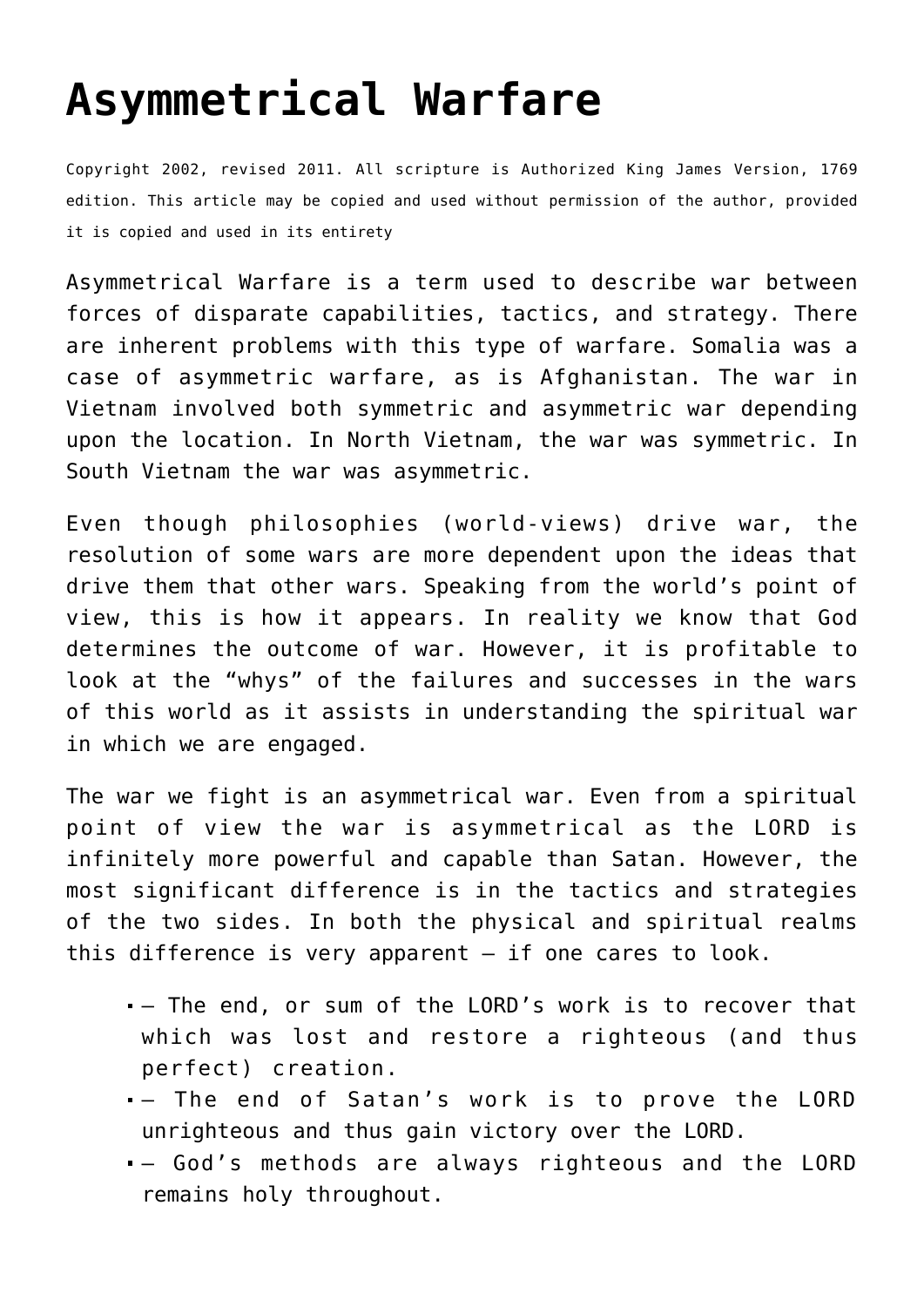# Asymmetrical Warfare

Copyright 2002, revised 2011. All scripture is Authorized King James Version, 1769 edition. This article may be copied and used without permission of the author, provided it is copied and used in its entirety

Asymmetrical Warfare is a term used to describe war between forces of disparate capabilities, tactics, and strategy. There are inherent problems with this type of warfare. Somalia was a case of asymmetric warfare, as is Afghanistan. The war in Vietnam involved both symmetric and asymmetric war depending upon the location. In North Vietnam, the war was symmetric. In South Vietnam the war was asymmetric.

Even though philosophies (world-views) drive war, the resolution of some wars are more dependent upon the ideas that drive them that other wars. Speaking from the world's point of view, this is how it appears. In reality we know that God determines the outcome of war. However, it is profitable to look at the "whys" of the failures and successes in the wars of this world as it assists in understanding the spiritual war in which we are engaged.

The war we fight is an asymmetrical war. Even from a spiritual point of view the war is asymmetrical as the LORD is infinitely more powerful and capable than Satan. However, the most significant difference is in the tactics and strategies of the two sides. In both the physical and spiritual realms this difference is very apparent – if one cares to look.

- – The end, or sum of the LORD's work is to recover that which was lost and restore a righteous (and thus perfect) creation.
- – The end of Satan's work is to prove the LORD unrighteous and thus gain victory over the LORD.
- – God's methods are always righteous and the LORD remains holy throughout.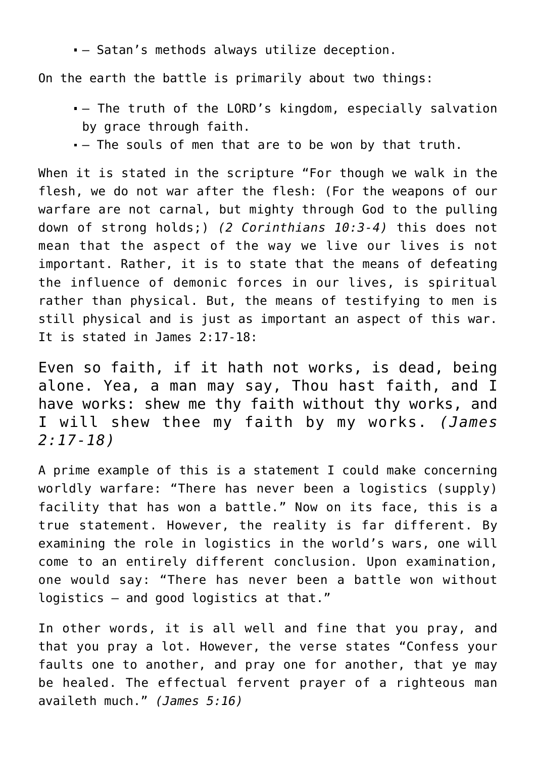- – Satan's methods always utilize deception.

On the earth the battle is primarily about two things:

- – The truth of the LORD's kingdom, especially salvation by grace through faith.
- – The souls of men that are to be won by that truth.

When it is stated in the scripture "For though we walk in the flesh, we do not war after the flesh: (For the weapons of our warfare are not carnal, but mighty through God to the pulling down of strong holds;) *(2 Corinthians 10:3-4)* this does not mean that the aspect of the way we live our lives is not important. Rather, it is to state that the means of defeating the influence of demonic forces in our lives, is spiritual rather than physical. But, the means of testifying to men is still physical and is just as important an aspect of this war. It is stated in James 2:17-18:

> Even so faith, if it hath not works, is dead, being alone. Yea, a man may say, Thou hast faith, and I have works: shew me thy faith without thy works, and I will shew thee my faith by my works. *(James 2:17-18)*

A prime example of this is a statement I could make concerning worldly warfare: "There has never been a logistics (supply) facility that has won a battle." Now on its face, this is a true statement. However, the reality is far different. By examining the role in logistics in the world's wars, one will come to an entirely different conclusion. Upon examination, one would say: "There has never been a battle won without logistics – and good logistics at that."

In other words, it is all well and fine that you pray, and that you pray a lot. However, the verse states "Confess your faults one to another, and pray one for another, that ye may be healed. The effectual fervent prayer of a righteous man availeth much." *(James 5:16)*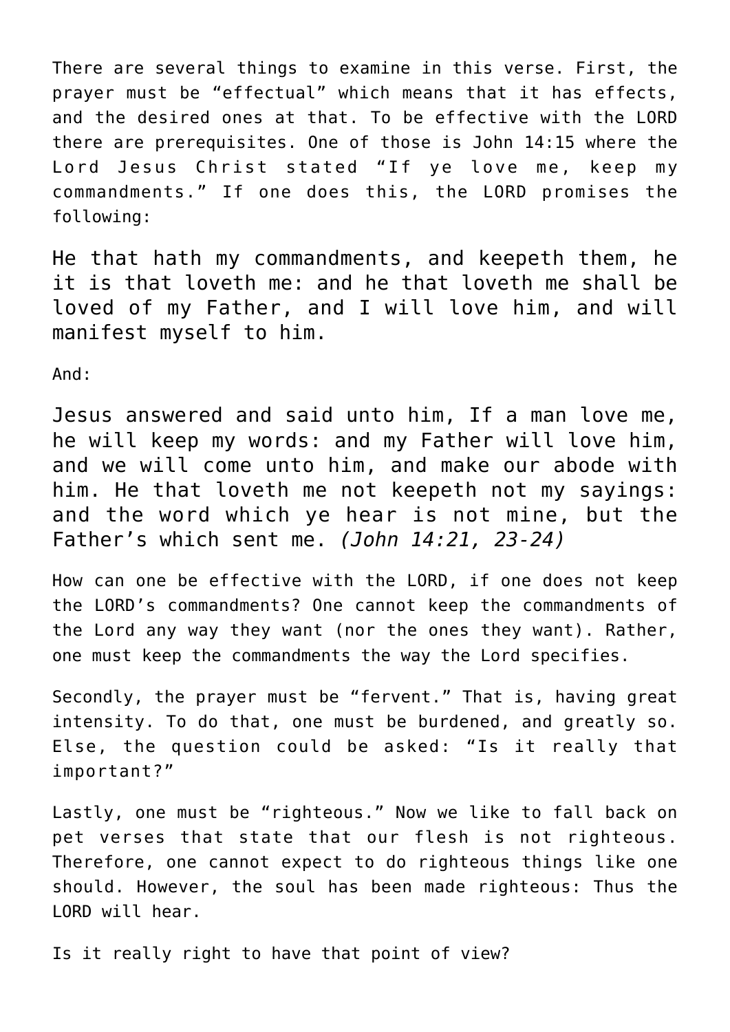There are several things to examine in this verse. First, the prayer must be "effectual" which means that it has effects, and the desired ones at that. To be effective with the LORD there are prerequisites. One of those is John 14:15 where the Lord Jesus Christ stated "If ye love me, keep my commandments." If one does this, the LORD promises the following:

> He that hath my commandments, and keepeth them, he it is that loveth me: and he that loveth me shall be loved of my Father, and I will love him, and will manifest myself to him.

And:

> Jesus answered and said unto him, If a man love me, he will keep my words: and my Father will love him, and we will come unto him, and make our abode with him. He that loveth me not keepeth not my sayings: and the word which ye hear is not mine, but the Father's which sent me. *(John 14:21, 23-24)*

How can one be effective with the LORD, if one does not keep the LORD's commandments? One cannot keep the commandments of the Lord any way they want (nor the ones they want). Rather, one must keep the commandments the way the Lord specifies.

Secondly, the prayer must be "fervent." That is, having great intensity. To do that, one must be burdened, and greatly so. Else, the question could be asked: "Is it really that important?"

Lastly, one must be "righteous." Now we like to fall back on pet verses that state that our flesh is not righteous. Therefore, one cannot expect to do righteous things like one should. However, the soul has been made righteous: Thus the LORD will hear.

Is it really right to have that point of view?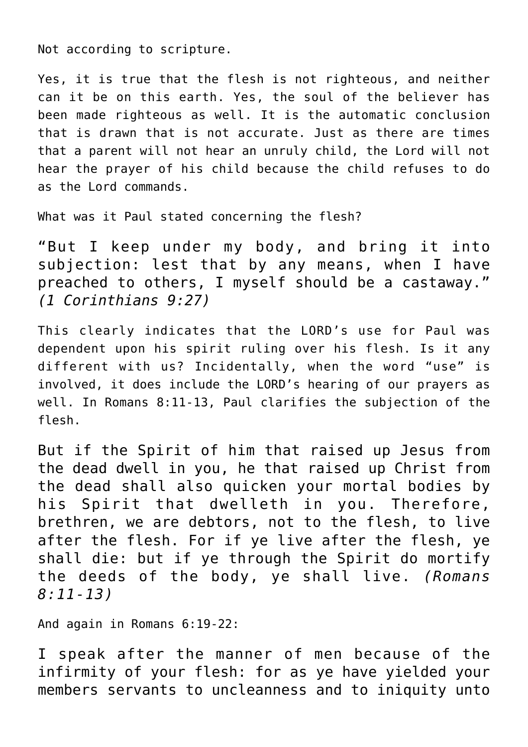Not according to scripture.

Yes, it is true that the flesh is not righteous, and neither can it be on this earth. Yes, the soul of the believer has been made righteous as well. It is the automatic conclusion that is drawn that is not accurate. Just as there are times that a parent will not hear an unruly child, the Lord will not hear the prayer of his child because the child refuses to do as the Lord commands.

What was it Paul stated concerning the flesh?

> "But I keep under my body, and bring it into subjection: lest that by any means, when I have preached to others, I myself should be a castaway." *(1 Corinthians 9:27)*

This clearly indicates that the LORD's use for Paul was dependent upon his spirit ruling over his flesh. Is it any different with us? Incidentally, when the word "use" is involved, it does include the LORD's hearing of our prayers as well. In Romans 8:11-13, Paul clarifies the subjection of the flesh.

> But if the Spirit of him that raised up Jesus from the dead dwell in you, he that raised up Christ from the dead shall also quicken your mortal bodies by his Spirit that dwelleth in you. Therefore, brethren, we are debtors, not to the flesh, to live after the flesh. For if ye live after the flesh, ye shall die: but if ye through the Spirit do mortify the deeds of the body, ye shall live. *(Romans 8:11-13)*

And again in Romans 6:19-22:

> I speak after the manner of men because of the infirmity of your flesh: for as ye have yielded your members servants to uncleanness and to iniquity unto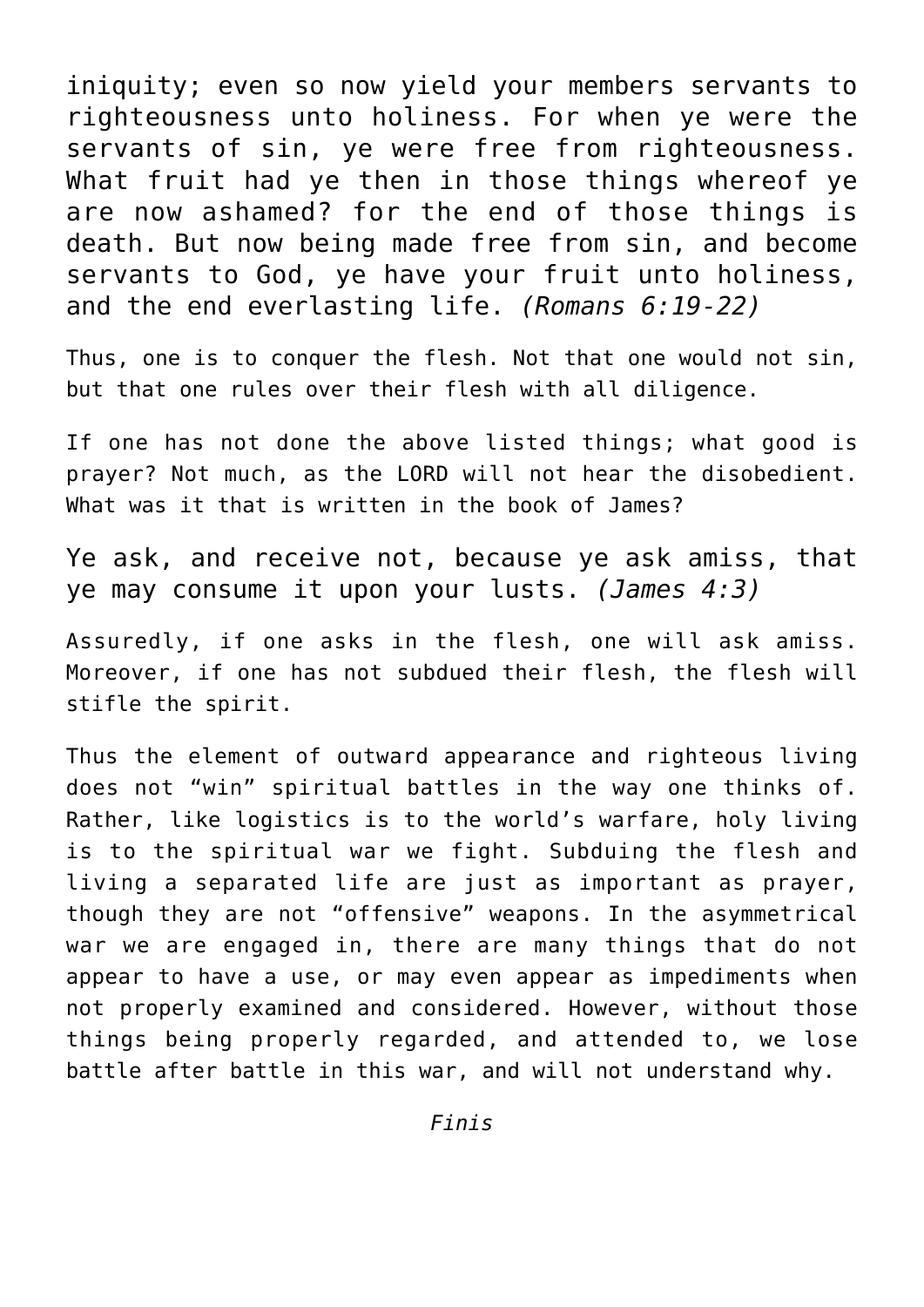iniquity; even so now yield your members servants to righteousness unto holiness. For when ye were the servants of sin, ye were free from righteousness. What fruit had ye then in those things whereof ye are now ashamed? for the end of those things is death. But now being made free from sin, and become servants to God, ye have your fruit unto holiness, and the end everlasting life. *(Romans 6:19-22)*

Thus, one is to conquer the flesh. Not that one would not sin, but that one rules over their flesh with all diligence.

If one has not done the above listed things; what good is prayer? Not much, as the LORD will not hear the disobedient. What was it that is written in the book of James?

Ye ask, and receive not, because ye ask amiss, that ye may consume it upon your lusts. *(James 4:3)*

Assuredly, if one asks in the flesh, one will ask amiss. Moreover, if one has not subdued their flesh, the flesh will stifle the spirit.

Thus the element of outward appearance and righteous living does not “win” spiritual battles in the way one thinks of. Rather, like logistics is to the world’s warfare, holy living is to the spiritual war we fight. Subduing the flesh and living a separated life are just as important as prayer, though they are not “offensive” weapons. In the asymmetrical war we are engaged in, there are many things that do not appear to have a use, or may even appear as impediments when not properly examined and considered. However, without those things being properly regarded, and attended to, we lose battle after battle in this war, and will not understand why.

*Finis*